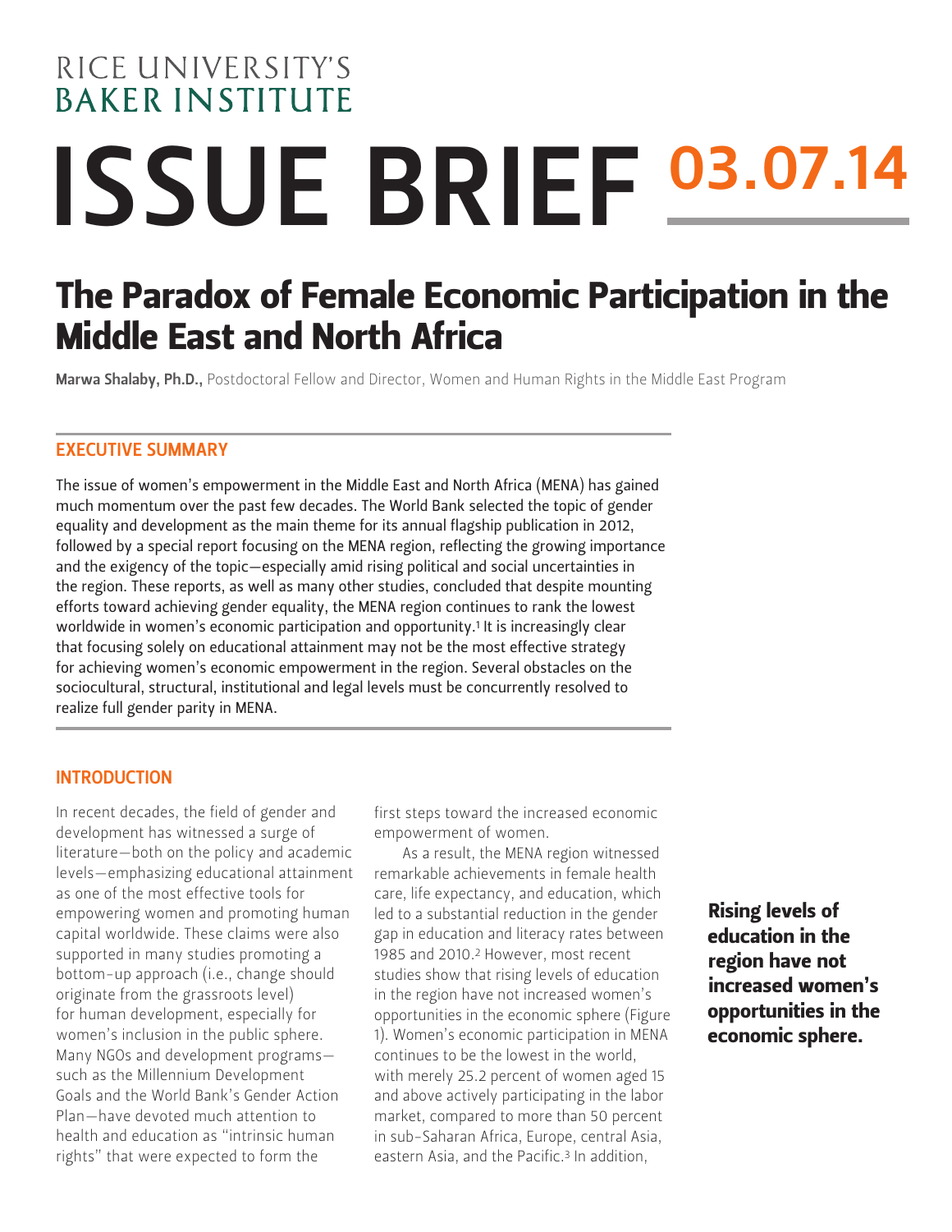RICE UNIVERSITY'S
BAKER INSTITUTE

# ISSUE BRIEF 03.07.14

# The Paradox of Female Economic Participation in the Middle East and North Africa

**Marwa Shalaby, Ph.D.,** Postdoctoral Fellow and Director, Women and Human Rights in the Middle East Program

## EXECUTIVE SUMMARY

The issue of women's empowerment in the Middle East and North Africa (MENA) has gained much momentum over the past few decades. The World Bank selected the topic of gender equality and development as the main theme for its annual flagship publication in 2012, followed by a special report focusing on the MENA region, reflecting the growing importance and the exigency of the topic—especially amid rising political and social uncertainties in the region. These reports, as well as many other studies, concluded that despite mounting efforts toward achieving gender equality, the MENA region continues to rank the lowest worldwide in women's economic participation and opportunity.[1] It is increasingly clear that focusing solely on educational attainment may not be the most effective strategy for achieving women's economic empowerment in the region. Several obstacles on the sociocultural, structural, institutional and legal levels must be concurrently resolved to realize full gender parity in MENA.

## INTRODUCTION

In recent decades, the field of gender and development has witnessed a surge of literature—both on the policy and academic levels—emphasizing educational attainment as one of the most effective tools for empowering women and promoting human capital worldwide. These claims were also supported in many studies promoting a bottom-up approach (i.e., change should originate from the grassroots level) for human development, especially for women's inclusion in the public sphere. Many NGOs and development programs—such as the Millennium Development Goals and the World Bank's Gender Action Plan—have devoted much attention to health and education as "intrinsic human rights" that were expected to form the first steps toward the increased economic empowerment of women.

As a result, the MENA region witnessed remarkable achievements in female health care, life expectancy, and education, which led to a substantial reduction in the gender gap in education and literacy rates between 1985 and 2010.[2] However, most recent studies show that rising levels of education in the region have not increased women's opportunities in the economic sphere (Figure 1). Women's economic participation in MENA continues to be the lowest in the world, with merely 25.2 percent of women aged 15 and above actively participating in the labor market, compared to more than 50 percent in sub-Saharan Africa, Europe, central Asia, eastern Asia, and the Pacific.[3] In addition,

**Rising levels of education in the region have not increased women's opportunities in the economic sphere.**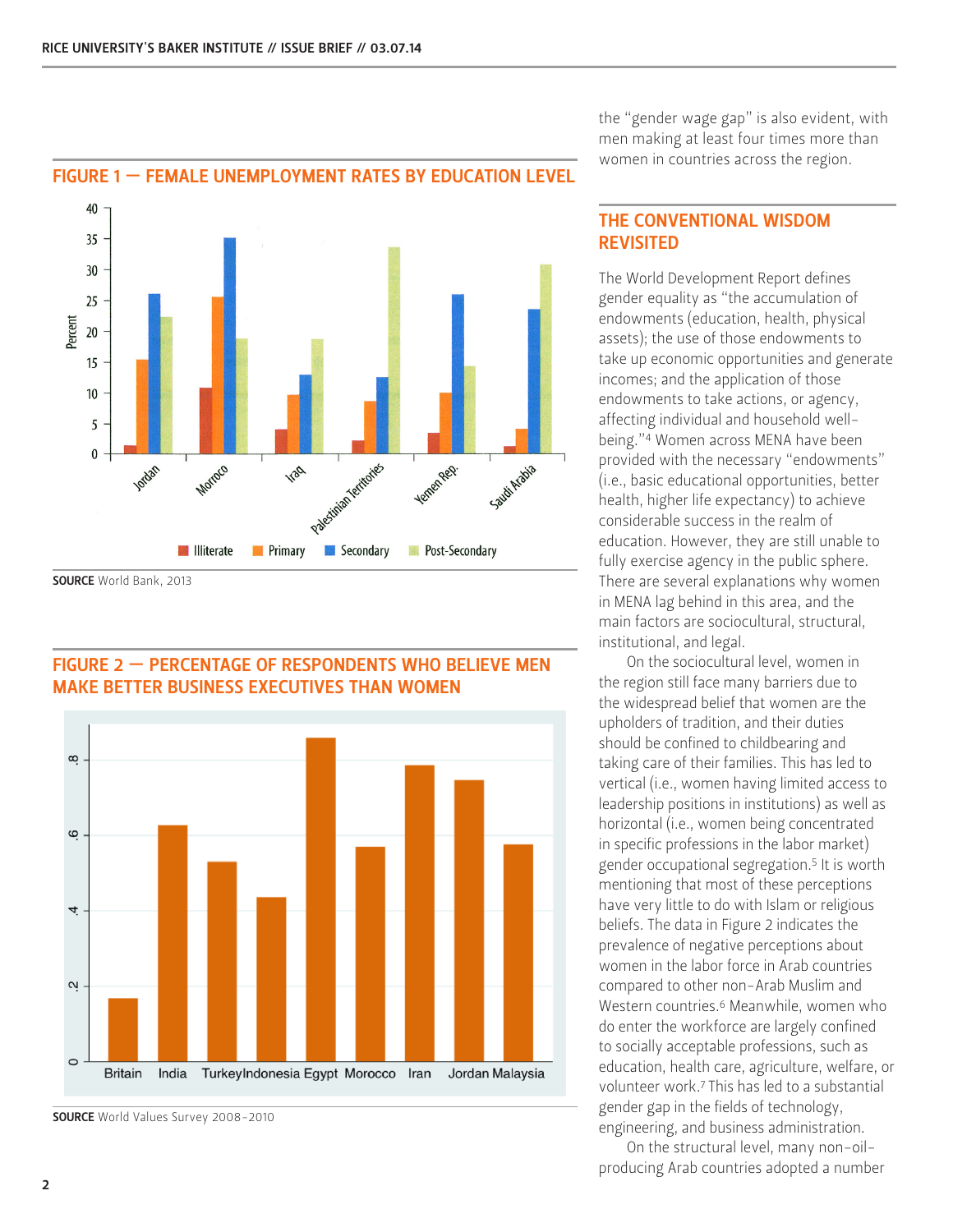## FIGURE 1 — FEMALE UNEMPLOYMENT RATES BY EDUCATION LEVEL

**SOURCE** World Bank, 2013

## FIGURE 2 — PERCENTAGE OF RESPONDENTS WHO BELIEVE MEN MAKE BETTER BUSINESS EXECUTIVES THAN WOMEN

**SOURCE** World Values Survey 2008–2010

the "gender wage gap" is also evident, with men making at least four times more than women in countries across the region.

## THE CONVENTIONAL WISDOM REVISITED

The World Development Report defines gender equality as "the accumulation of endowments (education, health, physical assets); the use of those endowments to take up economic opportunities and generate incomes; and the application of those endowments to take actions, or agency, affecting individual and household well-being."[4] Women across MENA have been provided with the necessary "endowments" (i.e., basic educational opportunities, better health, higher life expectancy) to achieve considerable success in the realm of education. However, they are still unable to fully exercise agency in the public sphere. There are several explanations why women in MENA lag behind in this area, and the main factors are sociocultural, structural, institutional, and legal.

On the sociocultural level, women in the region still face many barriers due to the widespread belief that women are the upholders of tradition, and their duties should be confined to childbearing and taking care of their families. This has led to vertical (i.e., women having limited access to leadership positions in institutions) as well as horizontal (i.e., women being concentrated in specific professions in the labor market) gender occupational segregation.[5] It is worth mentioning that most of these perceptions have very little to do with Islam or religious beliefs. The data in Figure 2 indicates the prevalence of negative perceptions about women in the labor force in Arab countries compared to other non-Arab Muslim and Western countries.[6] Meanwhile, women who do enter the workforce are largely confined to socially acceptable professions, such as education, health care, agriculture, welfare, or volunteer work.[7] This has led to a substantial gender gap in the fields of technology, engineering, and business administration.

On the structural level, many non-oil-producing Arab countries adopted a number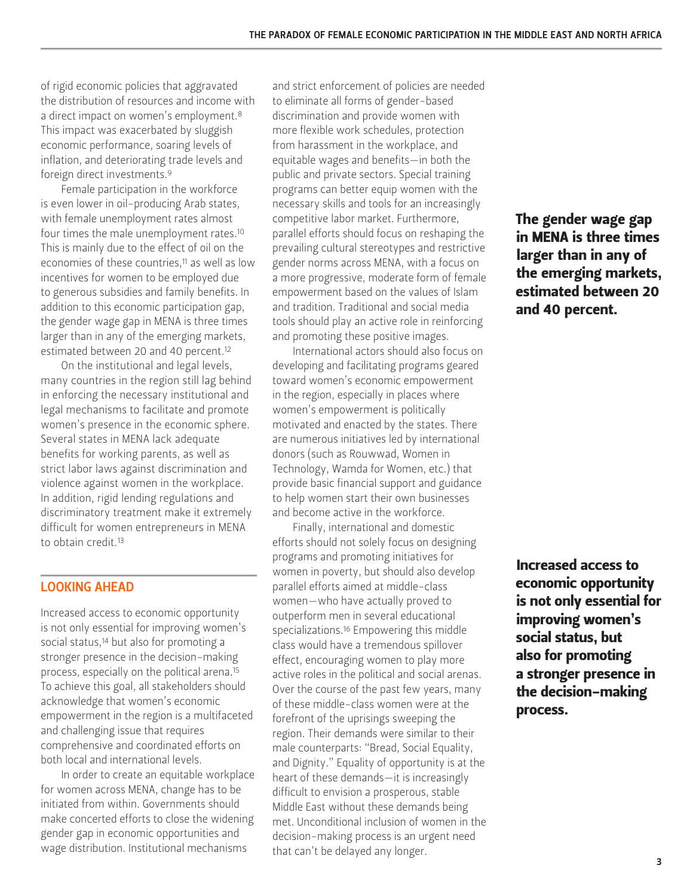of rigid economic policies that aggravated the distribution of resources and income with a direct impact on women's employment.[8] This impact was exacerbated by sluggish economic performance, soaring levels of inflation, and deteriorating trade levels and foreign direct investments.[9]

Female participation in the workforce is even lower in oil-producing Arab states, with female unemployment rates almost four times the male unemployment rates.[10] This is mainly due to the effect of oil on the economies of these countries,[11] as well as low incentives for women to be employed due to generous subsidies and family benefits. In addition to this economic participation gap, the gender wage gap in MENA is three times larger than in any of the emerging markets, estimated between 20 and 40 percent.[12]

On the institutional and legal levels, many countries in the region still lag behind in enforcing the necessary institutional and legal mechanisms to facilitate and promote women's presence in the economic sphere. Several states in MENA lack adequate benefits for working parents, as well as strict labor laws against discrimination and violence against women in the workplace. In addition, rigid lending regulations and discriminatory treatment make it extremely difficult for women entrepreneurs in MENA to obtain credit.[13]

## LOOKING AHEAD

Increased access to economic opportunity is not only essential for improving women's social status,[14] but also for promoting a stronger presence in the decision-making process, especially on the political arena.[15] To achieve this goal, all stakeholders should acknowledge that women's economic empowerment in the region is a multifaceted and challenging issue that requires comprehensive and coordinated efforts on both local and international levels.

In order to create an equitable workplace for women across MENA, change has to be initiated from within. Governments should make concerted efforts to close the widening gender gap in economic opportunities and wage distribution. Institutional mechanisms and strict enforcement of policies are needed to eliminate all forms of gender-based discrimination and provide women with more flexible work schedules, protection from harassment in the workplace, and equitable wages and benefits—in both the public and private sectors. Special training programs can better equip women with the necessary skills and tools for an increasingly competitive labor market. Furthermore, parallel efforts should focus on reshaping the prevailing cultural stereotypes and restrictive gender norms across MENA, with a focus on a more progressive, moderate form of female empowerment based on the values of Islam and tradition. Traditional and social media tools should play an active role in reinforcing and promoting these positive images.

International actors should also focus on developing and facilitating programs geared toward women's economic empowerment in the region, especially in places where women's empowerment is politically motivated and enacted by the states. There are numerous initiatives led by international donors (such as Rouwwad, Women in Technology, Wamda for Women, etc.) that provide basic financial support and guidance to help women start their own businesses and become active in the workforce.

Finally, international and domestic efforts should not solely focus on designing programs and promoting initiatives for women in poverty, but should also develop parallel efforts aimed at middle-class women—who have actually proved to outperform men in several educational specializations.[16] Empowering this middle class would have a tremendous spillover effect, encouraging women to play more active roles in the political and social arenas. Over the course of the past few years, many of these middle-class women were at the forefront of the uprisings sweeping the region. Their demands were similar to their male counterparts: "Bread, Social Equality, and Dignity." Equality of opportunity is at the heart of these demands—it is increasingly difficult to envision a prosperous, stable Middle East without these demands being met. Unconditional inclusion of women in the decision-making process is an urgent need that can't be delayed any longer.

**The gender wage gap in MENA is three times larger than in any of the emerging markets, estimated between 20 and 40 percent.**

**Increased access to economic opportunity is not only essential for improving women's social status, but also for promoting a stronger presence in the decision-making process.**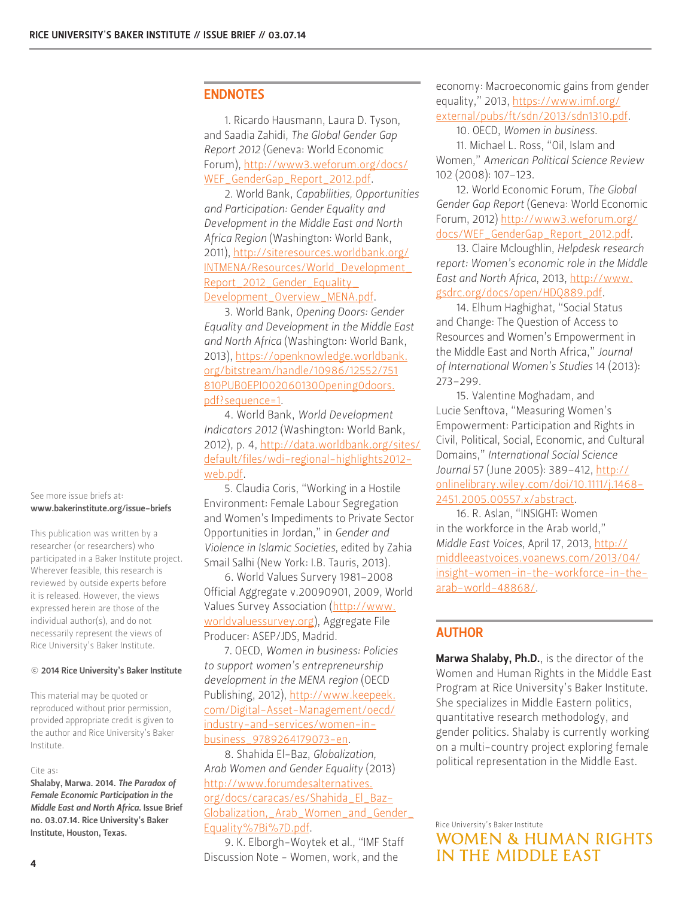## ENDNOTES

1. Ricardo Hausmann, Laura D. Tyson, and Saadia Zahidi, *The Global Gender Gap Report 2012* (Geneva: World Economic Forum), http://www3.weforum.org/docs/WEF_GenderGap_Report_2012.pdf.

2. World Bank, *Capabilities, Opportunities and Participation: Gender Equality and Development in the Middle East and North Africa Region* (Washington: World Bank, 2011), http://siteresources.worldbank.org/INTMENA/Resources/World_Development_Report_2012_Gender_Equality_Development_Overview_MENA.pdf.

3. World Bank, *Opening Doors: Gender Equality and Development in the Middle East and North Africa* (Washington: World Bank, 2013), https://openknowledge.worldbank.org/bitstream/handle/10986/12552/751810PUB0EPI002060130Opening0doors.pdf?sequence=1.

4. World Bank, *World Development Indicators 2012* (Washington: World Bank, 2012), p. 4, http://data.worldbank.org/sites/default/files/wdi-regional-highlights2012-web.pdf.

5. Claudia Coris, "Working in a Hostile Environment: Female Labour Segregation and Women's Impediments to Private Sector Opportunities in Jordan," in *Gender and Violence in Islamic Societies*, edited by Zahia Smail Salhi (New York: I.B. Tauris, 2013).

6. World Values Survery 1981–2008 Official Aggregate v.20090901, 2009, World Values Survey Association (http://www.worldvaluessurvey.org), Aggregate File Producer: ASEP/JDS, Madrid.

7. OECD, *Women in business: Policies to support women's entrepreneurship development in the MENA region* (OECD Publishing, 2012), http://www.keepeek.com/Digital-Asset-Management/oecd/industry-and-services/women-in-business_9789264179073-en.

8. Shahida El-Baz, *Globalization, Arab Women and Gender Equality* (2013) http://www.forumdesalternatives.org/docs/caracas/es/Shahida_El_Baz-Globalization,_Arab_Women_and_Gender_Equality%7Bi%7D.pdf.

9. K. Elborgh-Woytek et al., "IMF Staff Discussion Note – Women, work, and the economy: Macroeconomic gains from gender equality," 2013, https://www.imf.org/external/pubs/ft/sdn/2013/sdn1310.pdf.

10. OECD, *Women in business.*

11. Michael L. Ross, "Oil, Islam and Women," *American Political Science Review* 102 (2008): 107–123.

12. World Economic Forum, *The Global Gender Gap Report* (Geneva: World Economic Forum, 2012) http://www3.weforum.org/docs/WEF_GenderGap_Report_2012.pdf.

13. Claire Mcloughlin, *Helpdesk research report: Women's economic role in the Middle East and North Africa*, 2013, http://www.gsdrc.org/docs/open/HDQ889.pdf.

14. Elhum Haghighat, "Social Status and Change: The Question of Access to Resources and Women's Empowerment in the Middle East and North Africa," *Journal of International Women's Studies* 14 (2013): 273–299.

15. Valentine Moghadam, and Lucie Senftova, "Measuring Women's Empowerment: Participation and Rights in Civil, Political, Social, Economic, and Cultural Domains," *International Social Science Journal* 57 (June 2005): 389–412, http://onlinelibrary.wiley.com/doi/10.1111/j.1468-2451.2005.00557.x/abstract.

16. R. Aslan, "INSIGHT: Women in the workforce in the Arab world," *Middle East Voices*, April 17, 2013, http://middleeastvoices.voanews.com/2013/04/insight-women-in-the-workforce-in-the-arab-world-48868/.

## AUTHOR

**Marwa Shalaby, Ph.D.**, is the director of the Women and Human Rights in the Middle East Program at Rice University's Baker Institute. She specializes in Middle Eastern politics, quantitative research methodology, and gender politics. Shalaby is currently working on a multi-country project exploring female political representation in the Middle East.

See more issue briefs at:
**www.bakerinstitute.org/issue-briefs**

This publication was written by a researcher (or researchers) who participated in a Baker Institute project. Wherever feasible, this research is reviewed by outside experts before it is released. However, the views expressed herein are those of the individual author(s), and do not necessarily represent the views of Rice University's Baker Institute.

**© 2014 Rice University's Baker Institute**

This material may be quoted or reproduced without prior permission, provided appropriate credit is given to the author and Rice University's Baker Institute.

Cite as:
**Shalaby, Marwa. 2014. *The Paradox of Female Economic Participation in the Middle East and North Africa*. Issue Brief no. 03.07.14. Rice University's Baker Institute, Houston, Texas.**

Rice University's Baker Institute
WOMEN & HUMAN RIGHTS IN THE MIDDLE EAST